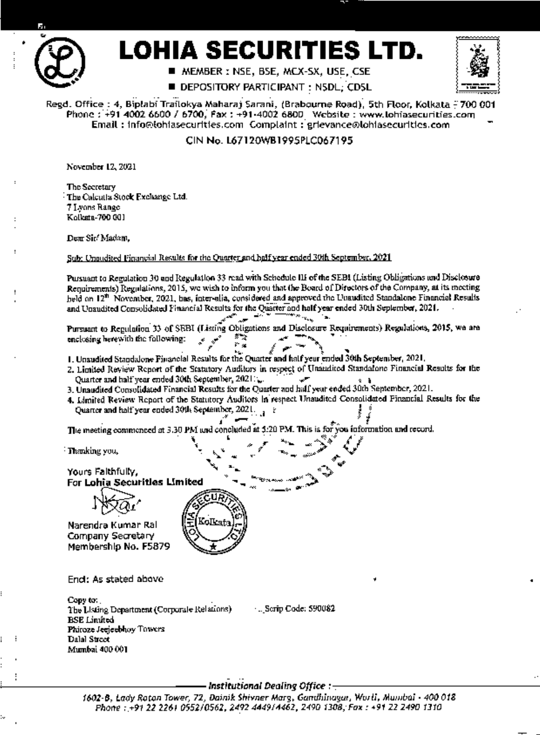# LOHIA SECURITIES LTD.

- MEMBER : NSE, BSE, MCX-SX, USE, CSE
- DEPOSITORY PARTICIPANT : NSDL, CDSL

Regd. Office : 4, Biplabi Trailokya Maharaj Sarani, (Brabourne Road), 5th Floor, Kolkata - 700 001
Phone : +91 4002 6600 / 6700, Fax : +91-4002 6800 Website : www.lohiasecurities.com
Email : info@lohiasecurities.com Complaint : grievance@lohiasecurities.com

CIN No. L67120WB1995PLC067195

November 12, 2021

The Secretary
The Calcutta Stock Exchange Ltd.
7 Lyons Range
Kolkata-700 001

Dear Sir/ Madam,

Sub: Unaudited Financial Results for the Quarter and half year ended 30th September, 2021

Pursuant to Regulation 30 and Regulation 33 read with Schedule III of the SEBI (Listing Obligations and Disclosure Requirements) Regulations, 2015, we wish to inform you that the Board of Directors of the Company, at its meeting held on 12th November, 2021, has, inter-alia, considered and approved the Unaudited Standalone Financial Results and Unaudited Consolidated Financial Results for the Quarter and half year ended 30th September, 2021.

Pursuant to Regulation 33 of SEBI (Listing Obligations and Disclosure Requirements) Regulations, 2015, we are enclosing herewith the following:

1. Unaudited Standalone Financial Results for the Quarter and half year ended 30th September, 2021.
2. Limited Review Report of the Statutory Auditors in respect of Unaudited Standalone Financial Results for the Quarter and half year ended 30th September, 2021.
3. Unaudited Consolidated Financial Results for the Quarter and half year ended 30th September, 2021.
4. Limited Review Report of the Statutory Auditors in respect Unaudited Consolidated Financial Results for the Quarter and half year ended 30th September, 2021.

The meeting commenced at 3.30 PM and concluded at 5:20 PM. This is for you information and record.

Thanking you,

Yours Faithfully,
**For Lohia Securities Limited**

Narendra Kumar Rai
Company Secretary
Membership No. F5879

Encl: As stated above

Copy to:
The Listing Department (Corporate Relations) — Scrip Code: 590082
BSE Limited
Phiroze Jeejeebhoy Towers
Dalal Street
Mumbai 400 001

*Institutional Dealing Office :*
*1602-B, Lady Ratan Tower, 72, Dainik Shivner Marg, Gandhinagar, Worli, Mumbai - 400 018*
*Phone : +91 22 2261 0552/0562, 2492 4449/4462, 2490 1308, Fax : +91 22 2490 1310*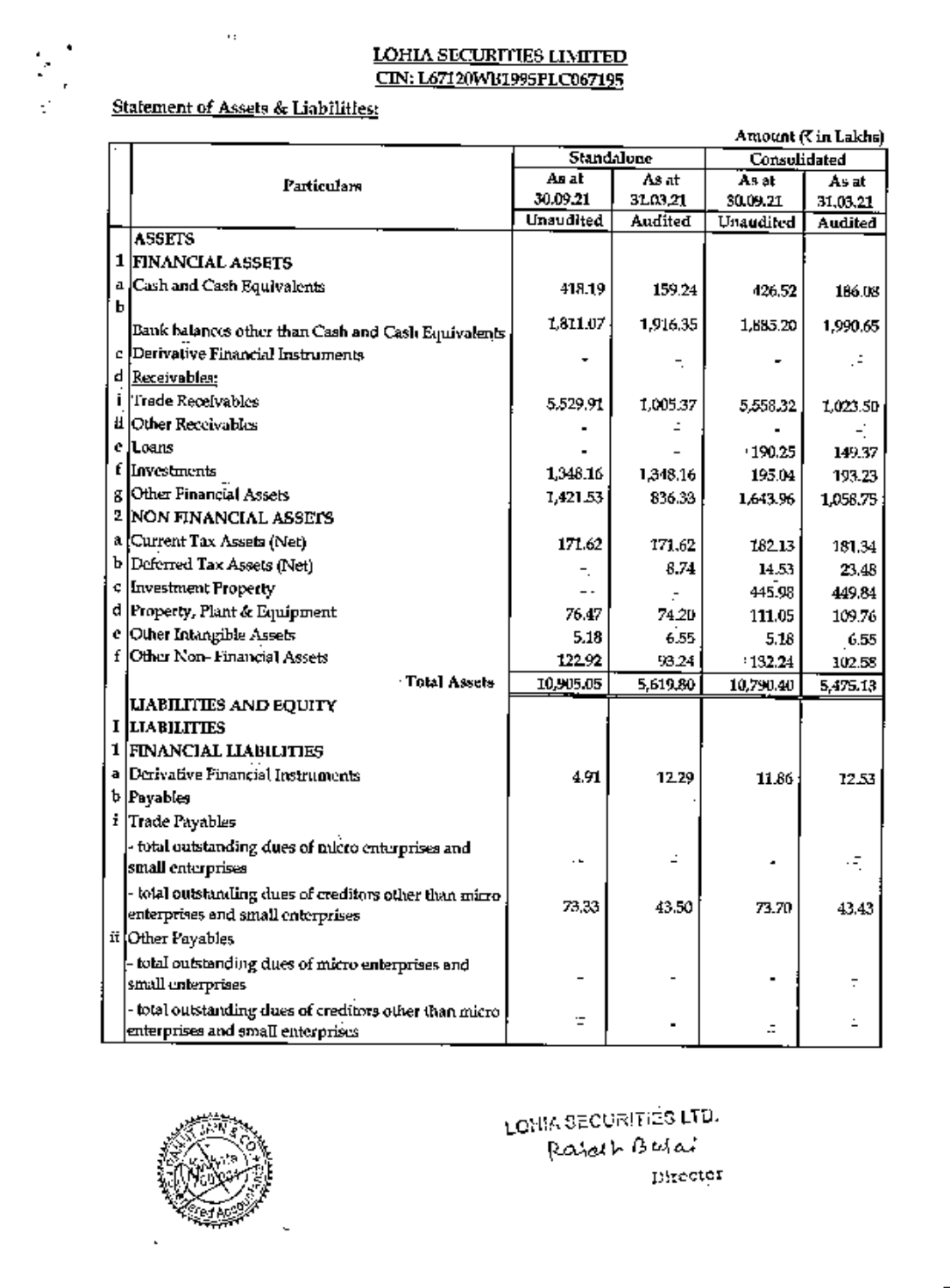## LOHIA SECURITIES LIMITED
## CIN: L67120WB1995PLC067195

**Statement of Assets & Liabilities:**

Amount (₹ in Lakhs)

| | Particulars | Standalone | | Consolidated | |
|---|---|---|---|---|---|
| | | As at 30.09.21 | As at 31.03.21 | As at 30.09.21 | As at 31.03.21 |
| | | Unaudited | Audited | Unaudited | Audited |
| | **ASSETS** | | | | |
| 1 | **FINANCIAL ASSETS** | | | | |
| a | Cash and Cash Equivalents | 418.19 | 159.24 | 426.52 | 186.08 |
| b | Bank balances other than Cash and Cash Equivalents | 1,811.07 | 1,916.35 | 1,885.20 | 1,990.65 |
| c | Derivative Financial Instruments | - | - | - | - |
| d | Receivables: | | | | |
| i | Trade Receivables | 5,529.91 | 1,005.37 | 5,558.32 | 1,023.50 |
| ii | Other Receivables | - | - | - | - |
| e | Loans | - | - | 190.25 | 149.37 |
| f | Investments | 1,348.16 | 1,348.16 | 195.04 | 193.23 |
| g | Other Financial Assets | 1,421.53 | 836.33 | 1,643.96 | 1,058.75 |
| 2 | **NON FINANCIAL ASSETS** | | | | |
| a | Current Tax Assets (Net) | 171.62 | 171.62 | 182.13 | 181.34 |
| b | Deferred Tax Assets (Net) | - | 8.74 | 14.53 | 23.48 |
| c | Investment Property | - | - | 445.98 | 449.84 |
| d | Property, Plant & Equipment | 76.47 | 74.20 | 111.05 | 109.76 |
| e | Other Intangible Assets | 5.18 | 6.55 | 5.18 | 6.55 |
| f | Other Non- Financial Assets | 122.92 | 93.24 | 132.24 | 102.58 |
| | **Total Assets** | 10,905.05 | 5,619.80 | 10,790.40 | 5,475.13 |
| | **LIABILITIES AND EQUITY** | | | | |
| I | **LIABILITIES** | | | | |
| 1 | **FINANCIAL LIABILITIES** | | | | |
| a | Derivative Financial Instruments | 4.91 | 12.29 | 11.86 | 12.53 |
| b | Payables | | | | |
| i | Trade Payables | | | | |
| | - total outstanding dues of micro enterprises and small enterprises | - | - | - | - |
| | - total outstanding dues of creditors other than micro enterprises and small enterprises | 73.33 | 43.50 | 73.70 | 43.43 |
| ii | Other Payables | | | | |
| | - total outstanding dues of micro enterprises and small enterprises | - | - | - | - |
| | - total outstanding dues of creditors other than micro enterprises and small enterprises | - | - | - | - |

LOHIA SECURITIES LTD.

Rajesh Bajaj

Director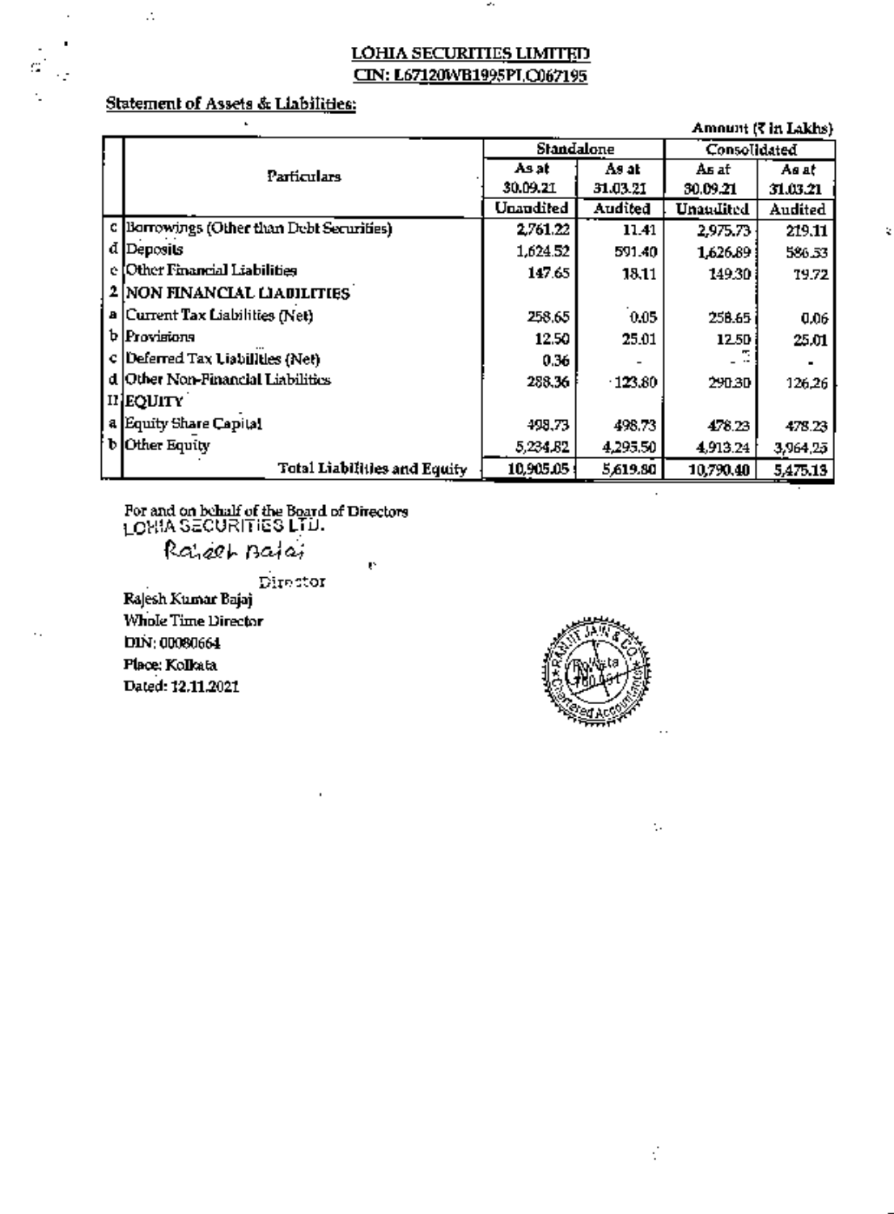## LOHIA SECURITIES LIMITED
## CIN: L67120WB1995PLC067195

**Statement of Assets & Liabilities:**

Amount (₹ in Lakhs)

| | Particulars | Standalone | | Consolidated | |
|---|---|---|---|---|---|
| | | As at 30.09.21 | As at 31.03.21 | As at 30.09.21 | As at 31.03.21 |
| | | Unaudited | Audited | Unaudited | Audited |
| c | Borrowings (Other than Debt Securities) | 2,761.22 | 11.41 | 2,975.73 | 219.11 |
| d | Deposits | 1,624.52 | 591.40 | 1,626.89 | 586.53 |
| e | Other Financial Liabilities | 147.65 | 18.11 | 149.30 | 79.72 |
| 2 | NON FINANCIAL LIABILITIES | | | | |
| a | Current Tax Liabilities (Net) | 258.65 | 0.05 | 258.65 | 0.06 |
| b | Provisions | 12.50 | 25.01 | 12.50 | 25.01 |
| c | Deferred Tax Liabilities (Net) | 0.36 | - | - | - |
| d | Other Non-Financial Liabilities | 288.36 | 123.80 | 290.30 | 126.26 |
| II | EQUITY | | | | |
| a | Equity Share Capital | 498.73 | 498.73 | 478.23 | 478.23 |
| b | Other Equity | 5,234.82 | 4,295.50 | 4,913.24 | 3,964.25 |
| | Total Liabilities and Equity | 10,905.05 | 5,619.80 | 10,790.40 | 5,475.13 |

For and on behalf of the Board of Directors
LOHIA SECURITIES LTD.

Rajesh Bajaj

Director

Rajesh Kumar Bajaj
Whole Time Director
DIN: 00080664
Place: Kolkata
Dated: 12.11.2021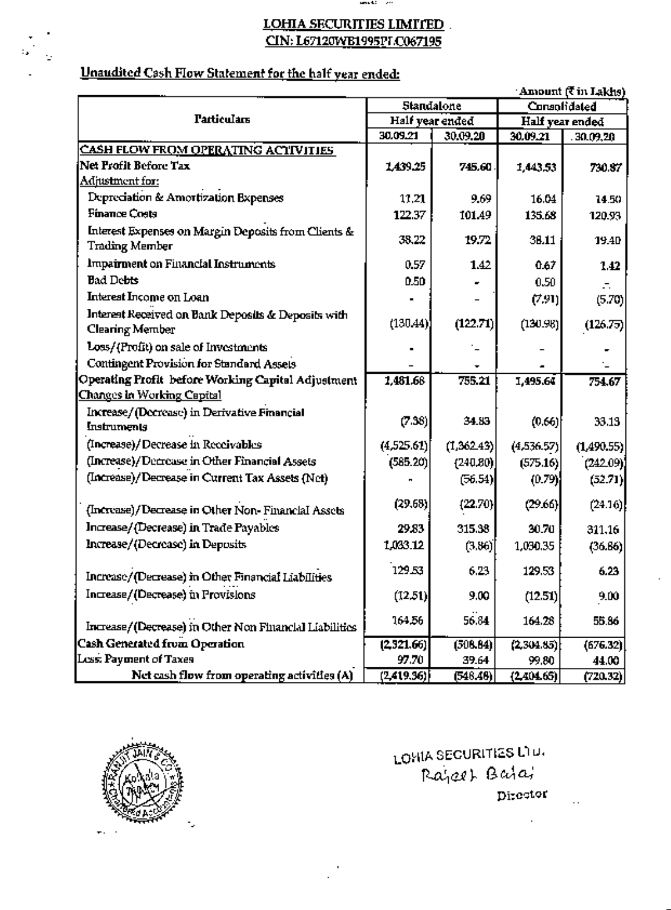## LOHIA SECURITIES LIMITED

CIN: L67120WB1995PLC067195

**Unaudited Cash Flow Statement for the half year ended:**

Amount (₹ in Lakhs)

| Particulars | Standalone | | Consolidated | |
|---|---|---|---|---|
| | Half year ended | | Half year ended | |
| | 30.09.21 | 30.09.20 | 30.09.21 | 30.09.20 |
| **CASH FLOW FROM OPERATING ACTIVITIES** | | | | |
| **Net Profit Before Tax** | 1,439.25 | 745.60 | 1,443.53 | 730.87 |
| Adjustment for: | | | | |
| Depreciation & Amortization Expenses | 17.21 | 9.69 | 16.04 | 14.50 |
| Finance Costs | 122.37 | 101.49 | 135.68 | 120.93 |
| Interest Expenses on Margin Deposits from Clients & Trading Member | 38.22 | 19.72 | 38.11 | 19.40 |
| Impairment on Financial Instruments | 0.57 | 1.42 | 0.67 | 1.42 |
| Bad Debts | 0.50 | - | 0.50 | - |
| Interest Income on Loan | - | - | (7.91) | (5.70) |
| Interest Received on Bank Deposits & Deposits with Clearing Member | (130.44) | (122.71) | (130.98) | (126.75) |
| Loss/(Profit) on sale of Investments | - | - | - | - |
| Contingent Provision for Standard Assets | - | - | - | - |
| **Operating Profit before Working Capital Adjustment** | 1,481.68 | 755.21 | 1,495.64 | 754.67 |
| Changes in Working Capital | | | | |
| Increase/(Decrease) in Derivative Financial Instruments | (7.38) | 34.83 | (0.66) | 33.13 |
| (Increase)/Decrease in Receivables | (4,525.61) | (1,362.43) | (4,536.57) | (1,490.55) |
| (Increase)/Decrease in Other Financial Assets | (585.20) | (240.80) | (575.16) | (242.09) |
| (Increase)/Decrease in Current Tax Assets (Net) | - | (56.54) | (0.79) | (52.71) |
| (Increase)/Decrease in Other Non- Financial Assets | (29.68) | (22.70) | (29.66) | (24.16) |
| Increase/(Decrease) in Trade Payables | 29.83 | 315.38 | 30.70 | 311.16 |
| Increase/(Decrease) in Deposits | 1,033.12 | (3.86) | 1,030.35 | (36.86) |
| Increase/(Decrease) in Other Financial Liabilities | 129.53 | 6.23 | 129.53 | 6.23 |
| Increase/(Decrease) in Provisions | (12.51) | 9.00 | (12.51) | 9.00 |
| Increase/(Decrease) in Other Non Financial Liabilities | 164.56 | 56.84 | 164.28 | 55.86 |
| **Cash Generated from Operation** | (2,321.66) | (508.84) | (2,304.85) | (676.32) |
| Less: Payment of Taxes | 97.70 | 39.64 | 99.80 | 44.00 |
| **Net cash flow from operating activities (A)** | (2,419.36) | (548.48) | (2,404.65) | (720.32) |

LOHIA SECURITIES LTD.

Rajesh Bajaj

Director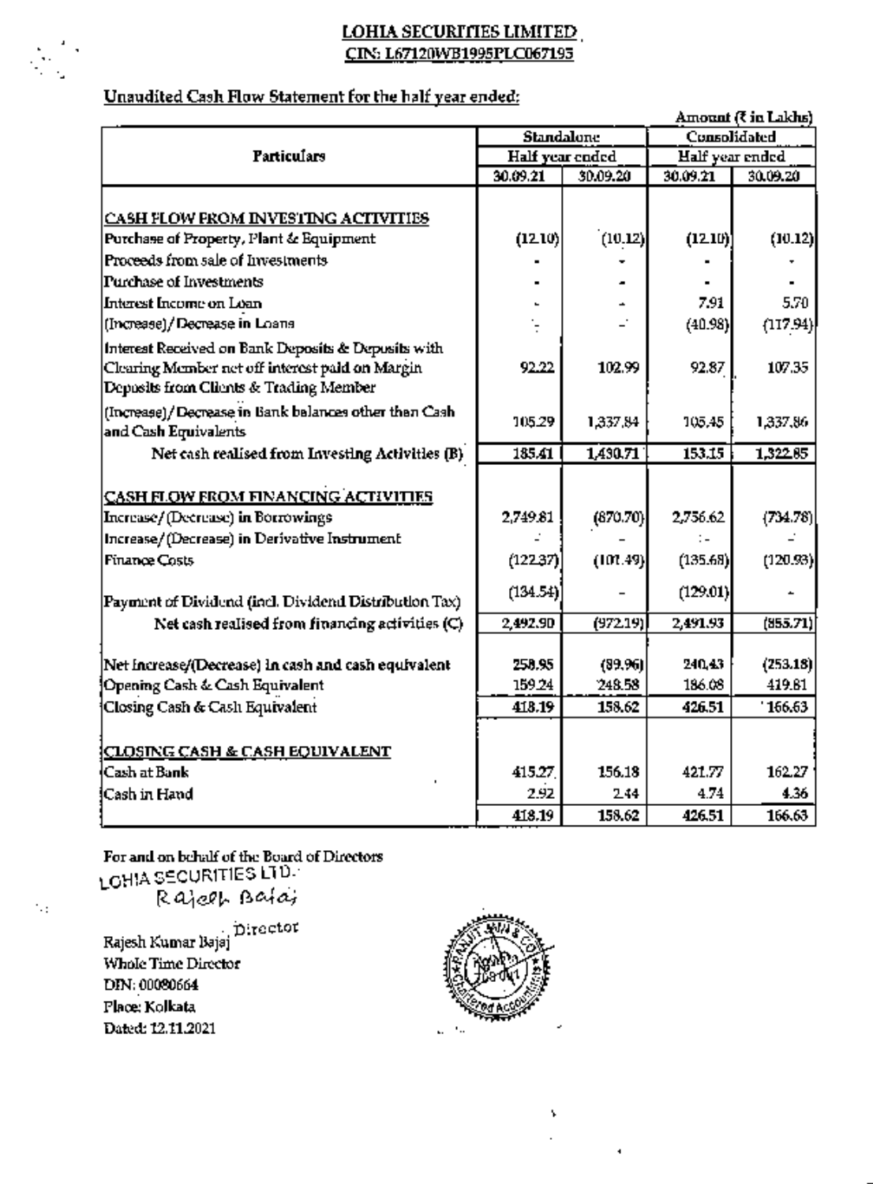**LOHIA SECURITIES LIMITED**
**CIN: L67120WB1995PLC067195**

**Unaudited Cash Flow Statement for the half year ended:**

Amount (₹ in Lakhs)

| Particulars | Standalone | | Consolidated | |
|---|---|---|---|---|
| | Half year ended | | Half year ended | |
| | 30.09.21 | 30.09.20 | 30.09.21 | 30.09.20 |
| **CASH FLOW FROM INVESTING ACTIVITIES** | | | | |
| Purchase of Property, Plant & Equipment | (12.10) | (10.12) | (12.10) | (10.12) |
| Proceeds from sale of Investments | - | - | - | - |
| Purchase of Investments | - | - | - | - |
| Interest Income on Loan | - | - | 7.91 | 5.70 |
| (Increase)/Decrease in Loans | - | - | (40.98) | (117.94) |
| Interest Received on Bank Deposits & Deposits with Clearing Member net off interest paid on Margin Deposits from Clients & Trading Member | 92.22 | 102.99 | 92.87 | 107.35 |
| (Increase)/Decrease in Bank balances other then Cash and Cash Equivalents | 105.29 | 1,337.84 | 105.45 | 1,337.86 |
| Net cash realised from Investing Activities (B) | 185.41 | 1,430.71 | 153.15 | 1,322.85 |
| **CASH FLOW FROM FINANCING ACTIVITIES** | | | | |
| Increase/(Decrease) in Borrowings | 2,749.81 | (870.70) | 2,756.62 | (734.78) |
| Increase/(Decrease) in Derivative Instrument | - | - | - | - |
| Finance Costs | (122.37) | (101.49) | (135.68) | (120.93) |
| Payment of Dividend (incl. Dividend Distribution Tax) | (134.54) | - | (129.01) | - |
| Net cash realised from financing activities (C) | 2,492.90 | (972.19) | 2,491.93 | (855.71) |
| Net Increase/(Decrease) in cash and cash equivalent | 258.95 | (89.96) | 240.43 | (253.18) |
| Opening Cash & Cash Equivalent | 159.24 | 248.58 | 186.08 | 419.81 |
| Closing Cash & Cash Equivalent | 418.19 | 158.62 | 426.51 | 166.63 |
| **CLOSING CASH & CASH EQUIVALENT** | | | | |
| Cash at Bank | 415.27 | 156.18 | 421.77 | 162.27 |
| Cash in Hand | 2.92 | 2.44 | 4.74 | 4.36 |
| | 418.19 | 158.62 | 426.51 | 166.63 |

For and on behalf of the Board of Directors
LOHIA SECURITIES LTD.
Rajesh Bajaj
Director

Rajesh Kumar Bajaj
Whole Time Director
DIN: 00080664
Place: Kolkata
Dated: 12.11.2021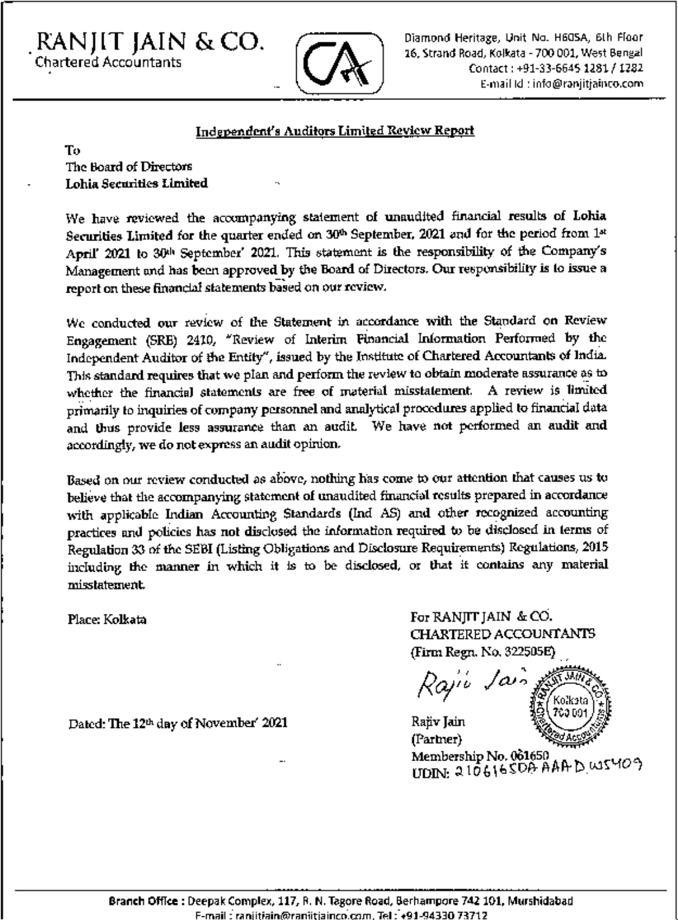# RANJIT JAIN & CO.
Chartered Accountants

Diamond Heritage, Unit No. H605A, 6th Floor
16, Strand Road, Kolkata - 700 001, West Bengal
Contact : +91-33-6645 1281 / 1282
E-mail Id : info@ranjitjainco.com

## Independent's Auditors Limited Review Report

To
The Board of Directors
**Lohia Securities Limited**

We have reviewed the accompanying statement of unaudited financial results of **Lohia Securities Limited** for the quarter ended on 30th September, 2021 and for the period from 1st April' 2021 to 30th September' 2021. This statement is the responsibility of the Company's Management and has been approved by the Board of Directors. Our responsibility is to issue a report on these financial statements based on our review.

We conducted our review of the Statement in accordance with the Standard on Review Engagement (SRE) 2410, "Review of Interim Financial Information Performed by the Independent Auditor of the Entity", issued by the Institute of Chartered Accountants of India. This standard requires that we plan and perform the review to obtain moderate assurance as to whether the financial statements are free of material misstatement. A review is limited primarily to inquiries of company personnel and analytical procedures applied to financial data and thus provide less assurance than an audit. We have not performed an audit and accordingly, we do not express an audit opinion.

Based on our review conducted as above, nothing has come to our attention that causes us to believe that the accompanying statement of unaudited financial results prepared in accordance with applicable Indian Accounting Standards (Ind AS) and other recognized accounting practices and policies has not disclosed the information required to be disclosed in terms of Regulation 33 of the SEBI (Listing Obligations and Disclosure Requirements) Regulations, 2015 including the manner in which it is to be disclosed, or that it contains any material misstatement.

Place: Kolkata

Dated: The 12th day of November' 2021

For RANJIT JAIN & CO.
CHARTERED ACCOUNTANTS
(Firm Regn. No. 322505E)

Rajiv Jain
(Partner)
Membership No. 061650
UDIN: 21061650AAAADW5409

Branch Office : Deepak Complex, 117, R. N. Tagore Road, Berhampore 742 101, Murshidabad
E-mail : ranjitjain@ranjitjainco.com, Tel : +91-94330 73712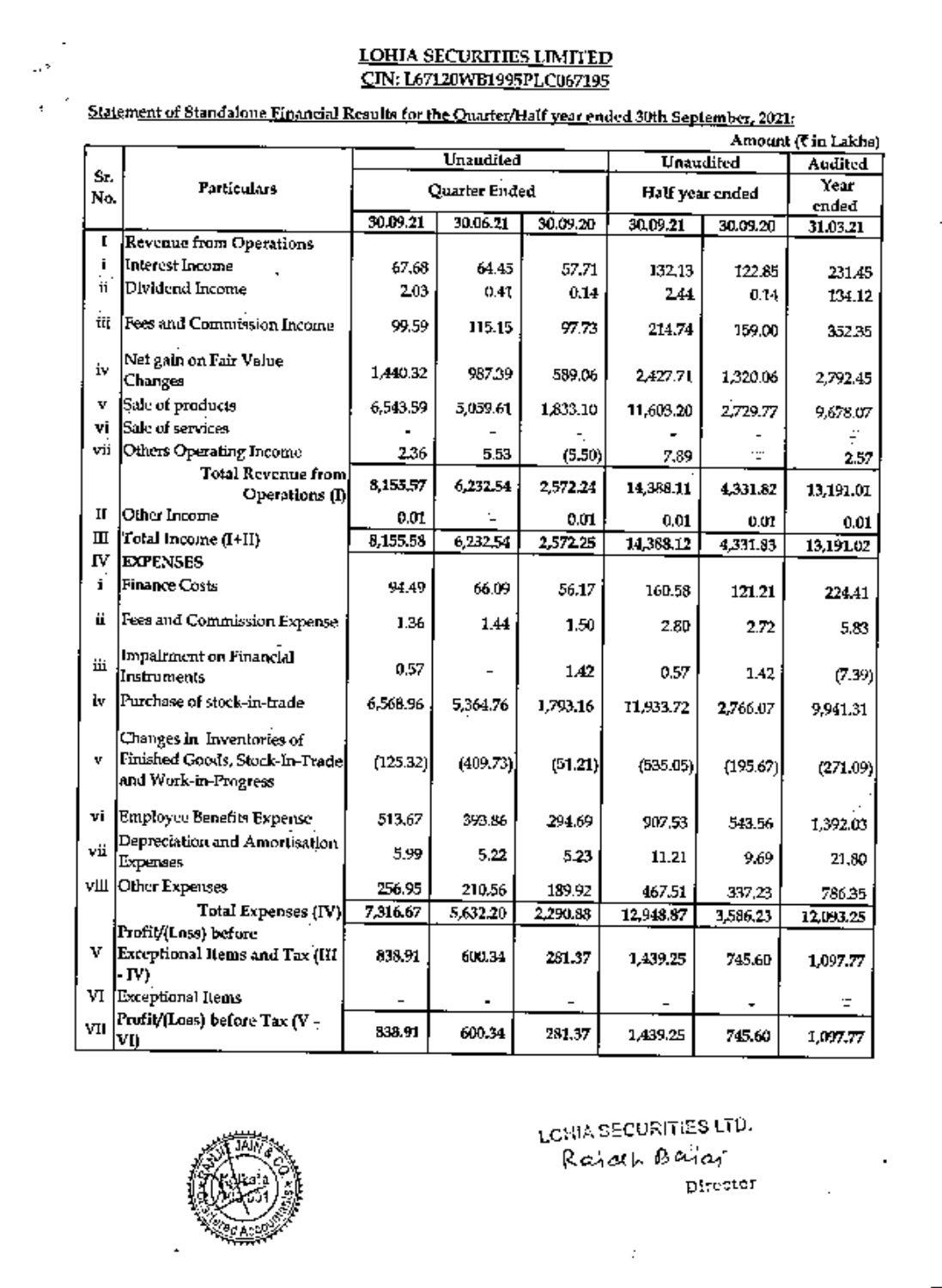## LOHIA SECURITIES LIMITED
## CIN: L67120WB1995PLC067195

Statement of Standalone Financial Results for the Quarter/Half year ended 30th September, 2021:

Amount (₹ in Lakhs)

| Sr. No. | Particulars | Unaudited | | | Unaudited | | Audited |
|---|---|---|---|---|---|---|---|
| | | Quarter Ended | | | Half year ended | | Year ended |
| | | 30.09.21 | 30.06.21 | 30.09.20 | 30.09.21 | 30.09.20 | 31.03.21 |
| I | Revenue from Operations | | | | | | |
| i | Interest Income | 67.68 | 64.45 | 57.71 | 132.13 | 122.85 | 231.45 |
| ii | Dividend Income | 2.03 | 0.41 | 0.14 | 2.44 | 0.14 | 134.12 |
| iii | Fees and Commission Income | 99.59 | 115.15 | 97.73 | 214.74 | 159.00 | 352.35 |
| iv | Net gain on Fair Value Changes | 1,440.32 | 987.39 | 589.06 | 2,427.71 | 1,320.06 | 2,792.45 |
| v | Sale of products | 6,543.59 | 5,059.61 | 1,833.10 | 11,603.20 | 2,729.77 | 9,678.07 |
| vi | Sale of services | - | - | - | - | - | - |
| vii | Others Operating Income | 2.36 | 5.53 | (5.50) | 7.89 | - | 2.57 |
| | Total Revenue from Operations (I) | 8,155.57 | 6,232.54 | 2,572.24 | 14,388.11 | 4,331.82 | 13,191.01 |
| II | Other Income | 0.01 | - | 0.01 | 0.01 | 0.01 | 0.01 |
| III | Total Income (I+II) | 8,155.58 | 6,232.54 | 2,572.25 | 14,388.12 | 4,331.83 | 13,191.02 |
| IV | EXPENSES | | | | | | |
| i | Finance Costs | 94.49 | 66.09 | 56.17 | 160.58 | 121.21 | 224.41 |
| ii | Fees and Commission Expense | 1.36 | 1.44 | 1.50 | 2.80 | 2.72 | 5.83 |
| iii | Impairment on Financial Instruments | 0.57 | - | 1.42 | 0.57 | 1.42 | (7.39) |
| iv | Purchase of stock-in-trade | 6,568.96 | 5,364.76 | 1,793.16 | 11,933.72 | 2,766.07 | 9,941.31 |
| v | Changes in Inventories of Finished Goods, Stock-In-Trade and Work-in-Progress | (125.32) | (409.73) | (51.21) | (535.05) | (195.67) | (271.09) |
| vi | Employee Benefits Expense | 513.67 | 393.86 | 294.69 | 907.53 | 543.56 | 1,392.03 |
| vii | Depreciation and Amortisation Expenses | 5.99 | 5.22 | 5.23 | 11.21 | 9.69 | 21.80 |
| viii | Other Expenses | 256.95 | 210.56 | 189.92 | 467.51 | 337.23 | 786.35 |
| | Total Expenses (IV) | 7,316.67 | 5,632.20 | 2,290.88 | 12,948.87 | 3,586.23 | 12,093.25 |
| V | Profit/(Loss) before Exceptional Items and Tax (III - IV) | 838.91 | 600.34 | 281.37 | 1,439.25 | 745.60 | 1,097.77 |
| VI | Exceptional Items | - | - | - | - | - | - |
| VII | Profit/(Loss) before Tax (V - VI) | 838.91 | 600.34 | 281.37 | 1,439.25 | 745.60 | 1,097.77 |

LOHIA SECURITIES LTD.

Rajesh Bajaj

Director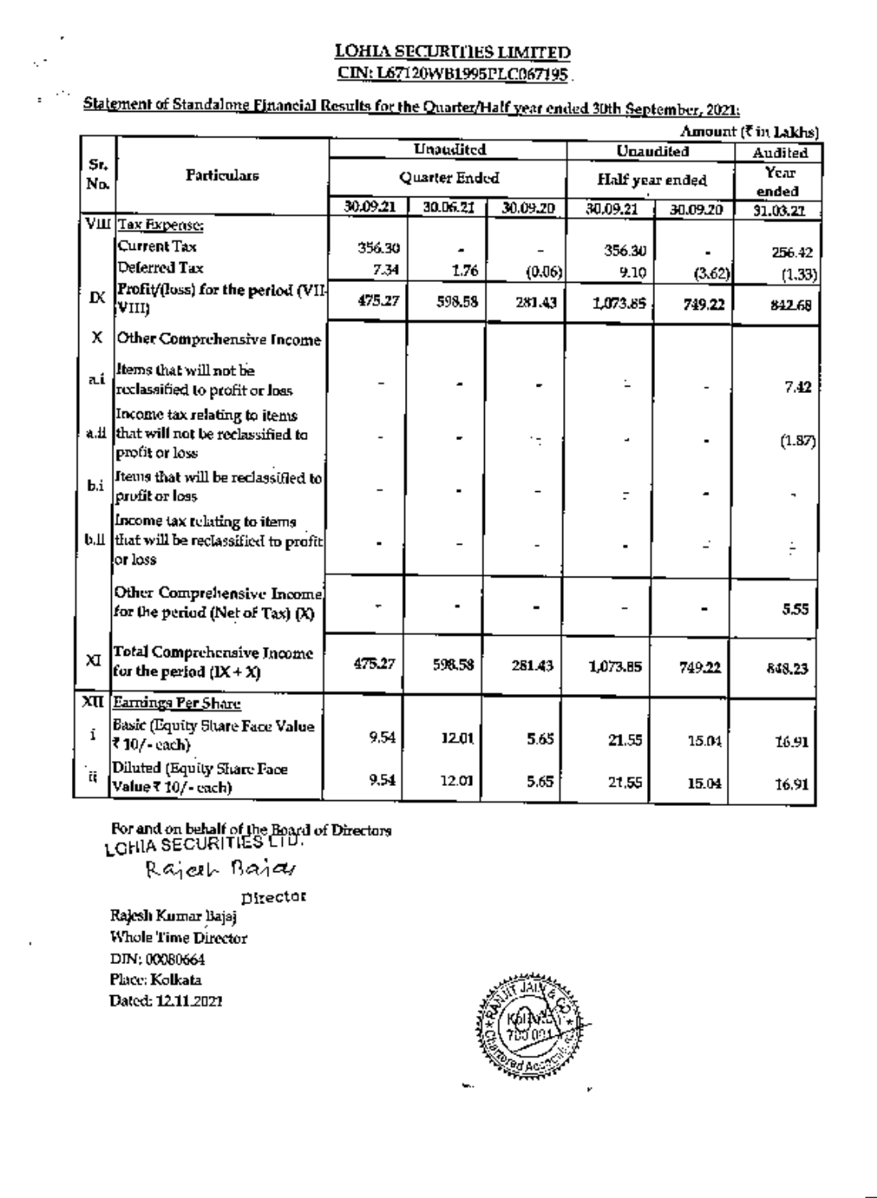## LOHIA SECURITIES LIMITED

**CIN: L67120WB1995PLC067195**

**Statement of Standalone Financial Results for the Quarter/Half year ended 30th September, 2021:**

Amount (₹ in Lakhs)

| Sr. No. | Particulars | Unaudited | | | Unaudited | | Audited |
|---|---|---|---|---|---|---|---|
| | | Quarter Ended | | | Half year ended | | Year ended |
| | | 30.09.21 | 30.06.21 | 30.09.20 | 30.09.21 | 30.09.20 | 31.03.21 |
| VIII | Tax Expense: | | | | | | |
| | Current Tax | 356.30 | - | - | 356.30 | - | 256.42 |
| | Deferred Tax | 7.34 | 1.76 | (0.06) | 9.10 | (3.62) | (1.33) |
| IX | Profit/(loss) for the period (VII-VIII) | 475.27 | 598.58 | 281.43 | 1,073.85 | 749.22 | 842.68 |
| X | Other Comprehensive Income | | | | | | |
| a.i | Items that will not be reclassified to profit or loss | - | - | - | - | - | 7.42 |
| a.ii | Income tax relating to items that will not be reclassified to profit or loss | - | - | - | - | - | (1.87) |
| b.i | Items that will be reclassified to profit or loss | - | - | - | - | - | - |
| b.ii | Income tax relating to items that will be reclassified to profit or loss | - | - | - | - | - | - |
| | Other Comprehensive Income for the period (Net of Tax) (X) | - | - | - | - | - | 5.55 |
| XI | Total Comprehensive Income for the period (IX + X) | 475.27 | 598.58 | 281.43 | 1,073.85 | 749.22 | 848.23 |
| XII | Earnings Per Share | | | | | | |
| i | Basic (Equity Share Face Value ₹ 10/- each) | 9.54 | 12.01 | 5.65 | 21.55 | 15.04 | 16.91 |
| ii | Diluted (Equity Share Face Value ₹ 10/- each) | 9.54 | 12.01 | 5.65 | 21.55 | 15.04 | 16.91 |

For and on behalf of the Board of Directors
LOHIA SECURITIES LTD.

Rajesh Bajaj

Director

Rajesh Kumar Bajaj
Whole Time Director
DIN: 00080664
Place: Kolkata
Dated: 12.11.2021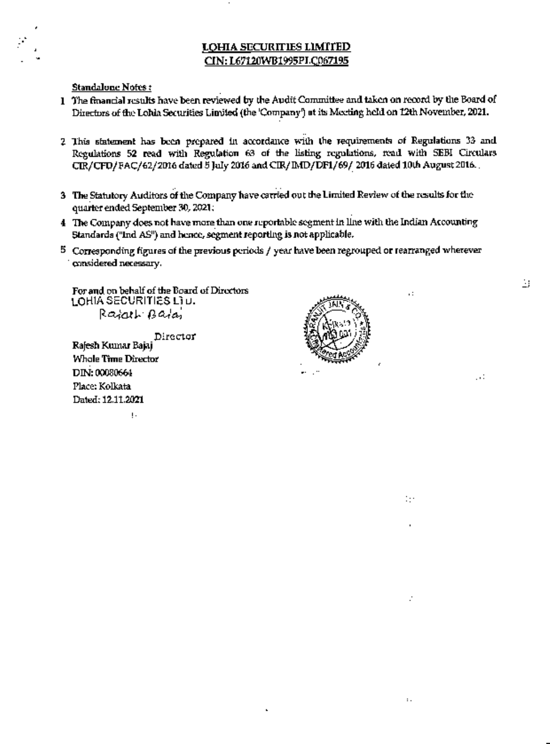# LOHIA SECURITIES LIMITED
## CIN: L67120WB1995PLC067195

**Standalone Notes :**

1. The financial results have been reviewed by the Audit Committee and taken on record by the Board of Directors of the Lohia Securities Limited (the 'Company') at its Meeting held on 12th November, 2021.

2. This statement has been prepared in accordance with the requirements of Regulations 33 and Regulations 52 read with Regulation 63 of the listing regulations, read with SEBI Circulars CIR/CFD/FAC/62/2016 dated 5 July 2016 and CIR/IMD/DF1/69/ 2016 dated 10th August 2016.

3. The Statutory Auditors of the Company have carried out the Limited Review of the results for the quarter ended September 30, 2021;

4. The Company does not have more than one reportable segment in line with the Indian Accounting Standards ("Ind AS") and hence, segment reporting is not applicable.

5. Corresponding figures of the previous periods / year have been regrouped or rearranged wherever considered necessary.

For and on behalf of the Board of Directors
LOHIA SECURITIES LTD.
Rajesh Bajaj
Director

Rajesh Kumar Bajaj
Whole Time Director
DIN: 00080664
Place: Kolkata
Dated: 12.11.2021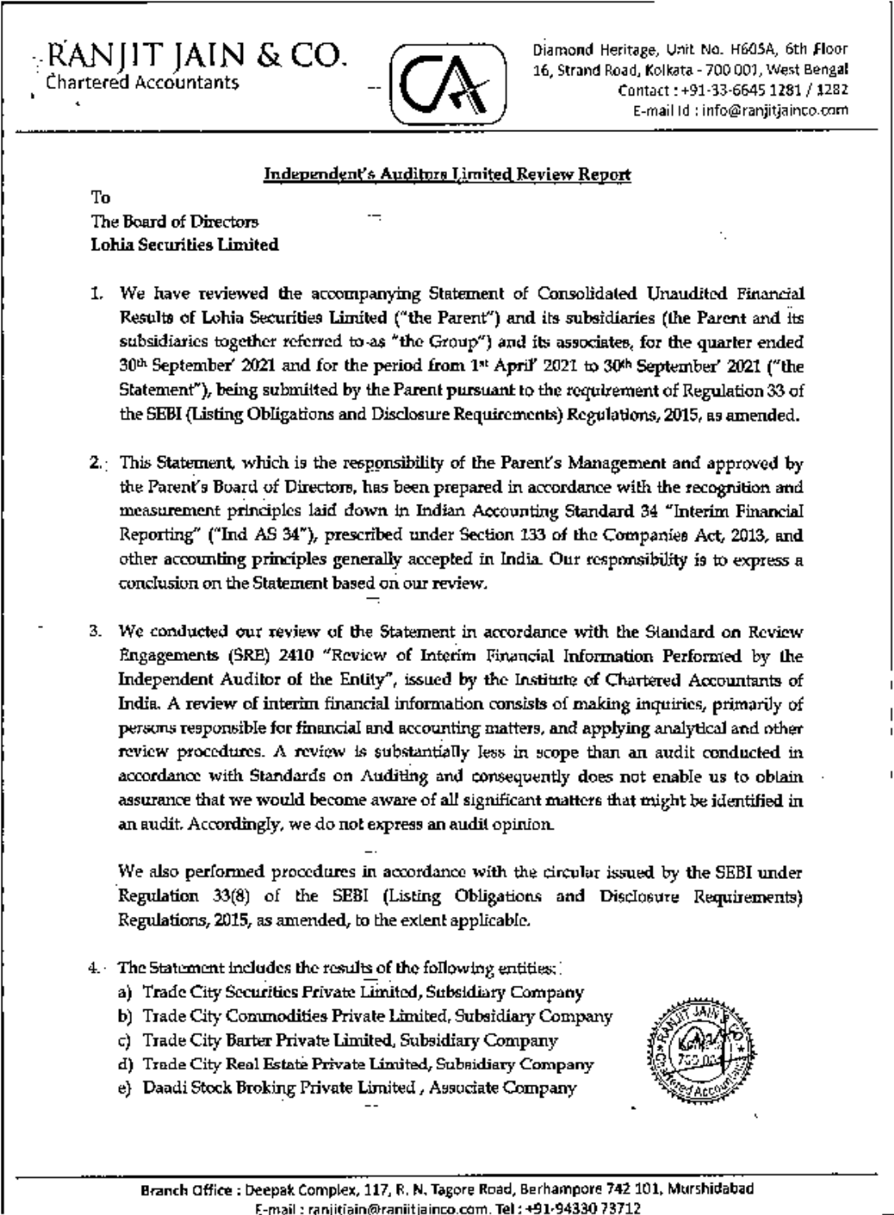RANJIT JAIN & CO.
Chartered Accountants

Diamond Heritage, Unit No. H605A, 6th Floor
16, Strand Road, Kolkata - 700 001, West Bengal
Contact : +91-33-6645 1281 / 1282
E-mail Id : info@ranjitjainco.com

## Independent's Auditors Limited Review Report

To
The Board of Directors
**Lohia Securities Limited**

1. We have reviewed the accompanying Statement of Consolidated Unaudited Financial Results of Lohia Securities Limited ("the Parent") and its subsidiaries (the Parent and its subsidiaries together referred to as "the Group") and its associates, for the quarter ended 30th September' 2021 and for the period from 1st April' 2021 to 30th September' 2021 ("the Statement"), being submitted by the Parent pursuant to the requirement of Regulation 33 of the SEBI (Listing Obligations and Disclosure Requirements) Regulations, 2015, as amended.

2. This Statement, which is the responsibility of the Parent's Management and approved by the Parent's Board of Directors, has been prepared in accordance with the recognition and measurement principles laid down in Indian Accounting Standard 34 "Interim Financial Reporting" ("Ind AS 34"), prescribed under Section 133 of the Companies Act, 2013, and other accounting principles generally accepted in India. Our responsibility is to express a conclusion on the Statement based on our review.

3. We conducted our review of the Statement in accordance with the Standard on Review Engagements (SRE) 2410 "Review of Interim Financial Information Performed by the Independent Auditor of the Entity", issued by the Institute of Chartered Accountants of India. A review of interim financial information consists of making inquiries, primarily of persons responsible for financial and accounting matters, and applying analytical and other review procedures. A review is substantially less in scope than an audit conducted in accordance with Standards on Auditing and consequently does not enable us to obtain assurance that we would become aware of all significant matters that might be identified in an audit. Accordingly, we do not express an audit opinion.

   We also performed procedures in accordance with the circular issued by the SEBI under Regulation 33(8) of the SEBI (Listing Obligations and Disclosure Requirements) Regulations, 2015, as amended, to the extent applicable.

4. The Statement includes the results of the following entities:
   a) Trade City Securities Private Limited, Subsidiary Company
   b) Trade City Commodities Private Limited, Subsidiary Company
   c) Trade City Barter Private Limited, Subsidiary Company
   d) Trade City Real Estate Private Limited, Subsidiary Company
   e) Daadi Stock Broking Private Limited , Associate Company

Branch Office : Deepak Complex, 117, R. N. Tagore Road, Berhampore 742 101, Murshidabad
E-mail : ranjitjain@ranjitjainco.com. Tel : +91-94330 73712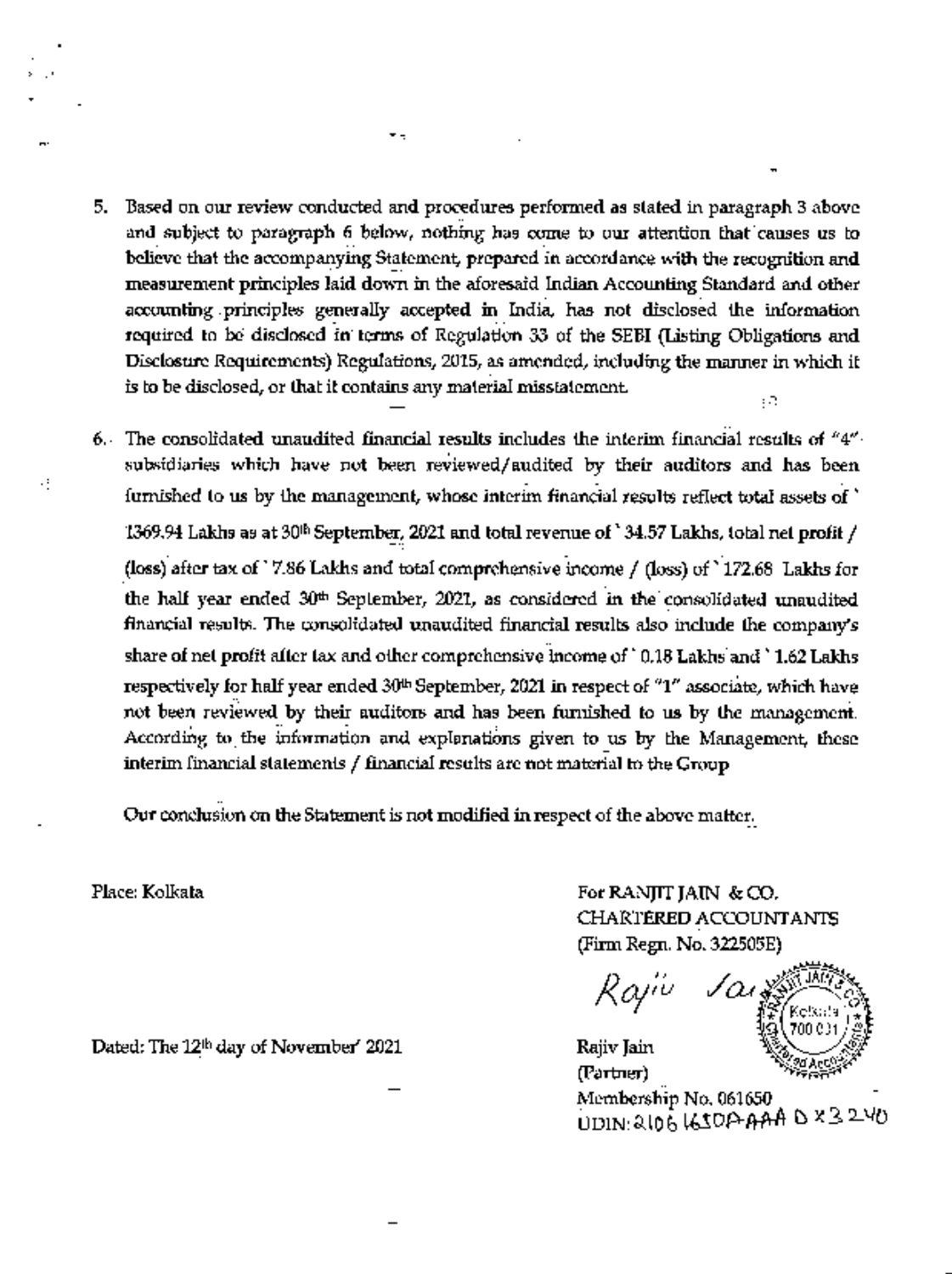5. Based on our review conducted and procedures performed as stated in paragraph 3 above and subject to paragraph 6 below, nothing has come to our attention that causes us to believe that the accompanying Statement, prepared in accordance with the recognition and measurement principles laid down in the aforesaid Indian Accounting Standard and other accounting principles generally accepted in India, has not disclosed the information required to be disclosed in terms of Regulation 33 of the SEBI (Listing Obligations and Disclosure Requirements) Regulations, 2015, as amended, including the manner in which it is to be disclosed, or that it contains any material misstatement.

6. The consolidated unaudited financial results includes the interim financial results of "4" subsidiaries which have not been reviewed/audited by their auditors and has been furnished to us by the management, whose interim financial results reflect total assets of ` 1369.94 Lakhs as at 30th September, 2021 and total revenue of ` 34.57 Lakhs, total net profit / (loss) after tax of ` 7.86 Lakhs and total comprehensive income / (loss) of ` 172.68 Lakhs for the half year ended 30th September, 2021, as considered in the consolidated unaudited financial results. The consolidated unaudited financial results also include the company's share of net profit after tax and other comprehensive income of ` 0.18 Lakhs and ` 1.62 Lakhs respectively for half year ended 30th September, 2021 in respect of "1" associate, which have not been reviewed by their auditors and has been furnished to us by the management. According to the information and explanations given to us by the Management, these interim financial statements / financial results are not material to the Group

Our conclusion on the Statement is not modified in respect of the above matter.

Place: Kolkata

Dated: The 12th day of November' 2021

For RANJIT JAIN & CO.
CHARTERED ACCOUNTANTS
(Firm Regn. No. 322505E)

Rajiv Jain
(Partner)
Membership No. 061650
UDIN: 21061650AAAADX3240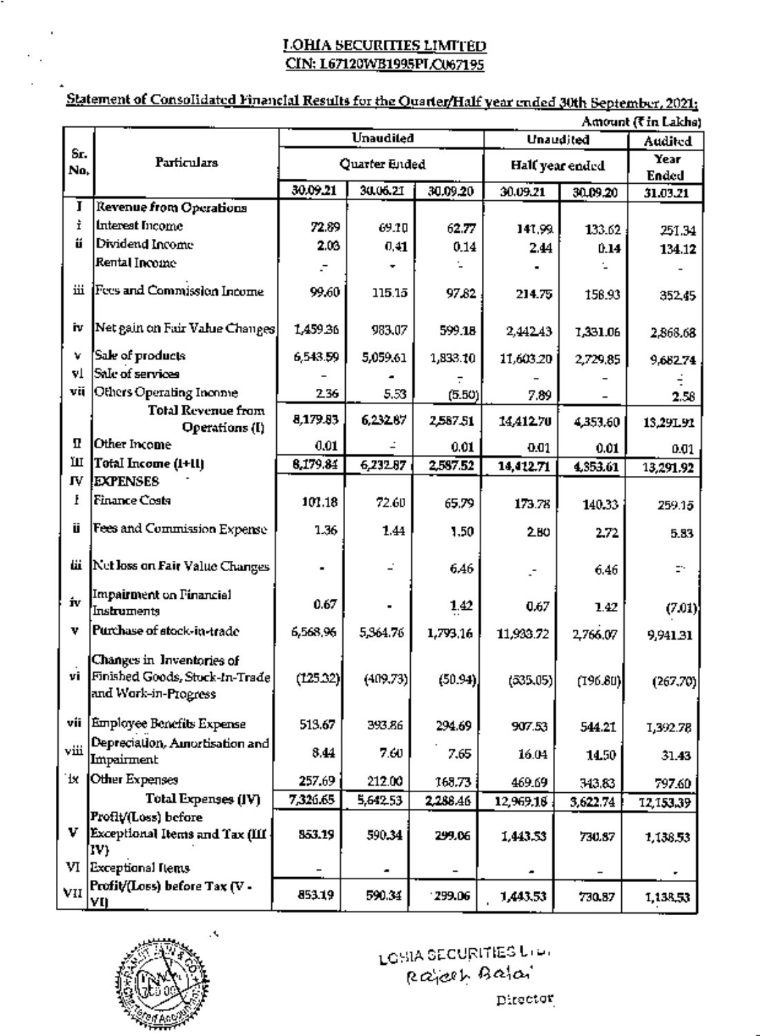**LOHIA SECURITIES LIMITED**
**CIN: L67120WB1995PLC067195**

**Statement of Consolidated Financial Results for the Quarter/Half year ended 30th September, 2021:**

Amount (₹ in Lakhs)

| Sr. No. | Particulars | Unaudited | | | Unaudited | | Audited |
|---|---|---|---|---|---|---|---|
| | | Quarter Ended | | | Half year ended | | Year Ended |
| | | 30.09.21 | 30.06.21 | 30.09.20 | 30.09.21 | 30.09.20 | 31.03.21 |
| I | Revenue from Operations | | | | | | |
| i | Interest Income | 72.89 | 69.10 | 62.77 | 141.99 | 133.62 | 251.34 |
| ii | Dividend Income | 2.03 | 0.41 | 0.14 | 2.44 | 0.14 | 134.12 |
| | Rental Income | - | - | - | - | - | - |
| iii | Fees and Commission Income | 99.60 | 115.15 | 97.82 | 214.75 | 158.93 | 352.45 |
| iv | Net gain on Fair Value Changes | 1,459.36 | 983.07 | 599.18 | 2,442.43 | 1,331.06 | 2,868.68 |
| v | Sale of products | 6,543.59 | 5,059.61 | 1,833.10 | 11,603.20 | 2,729.85 | 9,682.74 |
| vi | Sale of services | - | - | - | - | - | - |
| vii | Others Operating Income | 2.36 | 5.53 | (5.50) | 7.89 | - | 2.58 |
| | Total Revenue from Operations (I) | 8,179.83 | 6,232.87 | 2,587.51 | 14,412.70 | 4,353.60 | 13,291.91 |
| II | Other Income | 0.01 | - | 0.01 | 0.01 | 0.01 | 0.01 |
| III | Total Income (I+II) | 8,179.84 | 6,232.87 | 2,587.52 | 14,412.71 | 4,353.61 | 13,291.92 |
| IV | EXPENSES | | | | | | |
| i | Finance Costs | 101.18 | 72.60 | 65.79 | 173.78 | 140.33 | 259.15 |
| ii | Fees and Commission Expense | 1.36 | 1.44 | 1.50 | 2.80 | 2.72 | 5.83 |
| iii | Net loss on Fair Value Changes | - | - | 6.46 | - | 6.46 | - |
| iv | Impairment on Financial Instruments | 0.67 | - | 1.42 | 0.67 | 1.42 | (7.01) |
| v | Purchase of stock-in-trade | 6,568.96 | 5,364.76 | 1,793.16 | 11,933.72 | 2,766.07 | 9,941.31 |
| vi | Changes in Inventories of Finished Goods, Stock-In-Trade and Work-in-Progress | (125.32) | (409.73) | (50.94) | (535.05) | (196.80) | (267.70) |
| vii | Employee Benefits Expense | 513.67 | 393.86 | 294.69 | 907.53 | 544.21 | 1,392.78 |
| viii | Depreciation, Amortisation and Impairment | 8.44 | 7.60 | 7.65 | 16.04 | 14.50 | 31.43 |
| ix | Other Expenses | 257.69 | 212.00 | 168.73 | 469.69 | 343.83 | 797.60 |
| | Total Expenses (IV) | 7,326.65 | 5,642.53 | 2,288.46 | 12,969.18 | 3,622.74 | 12,153.39 |
| V | Profit/(Loss) before Exceptional Items and Tax (III - IV) | 853.19 | 590.34 | 299.06 | 1,443.53 | 730.87 | 1,138.53 |
| VI | Exceptional Items | - | - | - | - | - | - |
| VII | Profit/(Loss) before Tax (V - VI) | 853.19 | 590.34 | 299.06 | 1,443.53 | 730.87 | 1,138.53 |

LOHIA SECURITIES LTD.
Rajesh Bajaj
Director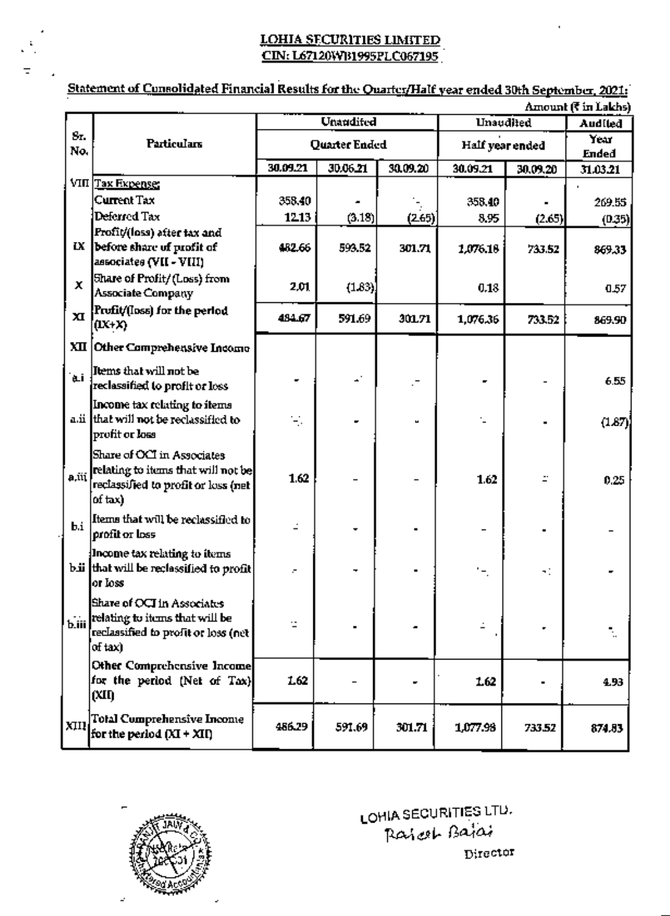**LOHIA SECURITIES LIMITED**

**CIN: L67120WB1995PLC067195**

**Statement of Consolidated Financial Results for the Quarter/Half year ended 30th September, 2021:**

Amount (₹ in Lakhs)

| Sr. No. | Particulars | Unaudited | | | Unaudited | | Audited |
|---|---|---|---|---|---|---|---|
| | | Quarter Ended | | | Half year ended | | Year Ended |
| | | 30.09.21 | 30.06.21 | 30.09.20 | 30.09.21 | 30.09.20 | 31.03.21 |
| VIII | Tax Expense: | | | | | | |
| | Current Tax | 358.40 | - | - | 358.40 | - | 269.55 |
| | Deferred Tax | 12.13 | (3.18) | (2.65) | 8.95 | (2.65) | (0.35) |
| IX | Profit/(loss) after tax and before share of profit of associates (VII - VIII) | 482.66 | 593.52 | 301.71 | 1,076.18 | 733.52 | 869.33 |
| X | Share of Profit/(Loss) from Associate Company | 2.01 | (1.83) | | 0.18 | | 0.57 |
| XI | Profit/(loss) for the period (IX+X) | 484.67 | 591.69 | 301.71 | 1,076.36 | 733.52 | 869.90 |
| XII | Other Comprehensive Income | | | | | | |
| a.i | Items that will not be reclassified to profit or loss | - | - | - | - | - | 6.55 |
| a.ii | Income tax relating to items that will not be reclassified to profit or loss | - | - | - | - | - | (1.87) |
| a.iii | Share of OCI in Associates relating to items that will not be reclassified to profit or loss (net of tax) | 1.62 | - | - | 1.62 | - | 0.25 |
| b.i | Items that will be reclassified to profit or loss | - | - | - | - | - | - |
| b.ii | Income tax relating to items that will be reclassified to profit or loss | - | - | - | - | - | - |
| b.iii | Share of OCI in Associates relating to items that will be reclassified to profit or loss (net of tax) | - | - | - | - | - | - |
| | Other Comprehensive Income for the period (Net of Tax) (XII) | 1.62 | - | - | 1.62 | - | 4.93 |
| XIII | Total Comprehensive Income for the period (XI + XII) | 486.29 | 591.69 | 301.71 | 1,077.98 | 733.52 | 874.83 |

LOHIA SECURITIES LTD.

Rajesh Bajaj

Director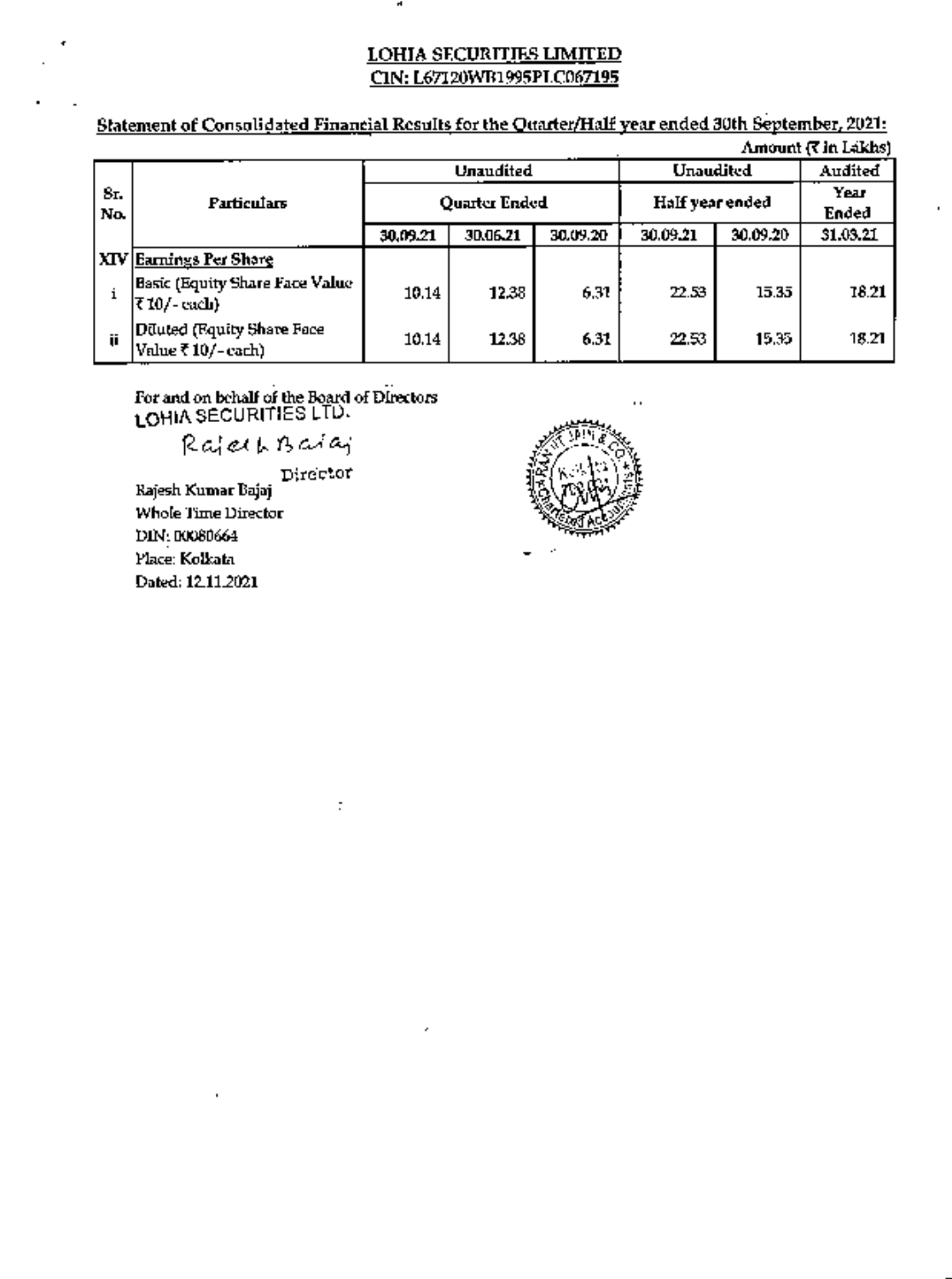**LOHIA SECURITIES LIMITED**
**CIN: L67120WB1995PLC067195**

**Statement of Consolidated Financial Results for the Quarter/Half year ended 30th September, 2021:**

Amount (₹ in Lakhs)

| Sr. No. | Particulars | Unaudited | | | Unaudited | | Audited |
|---|---|---|---|---|---|---|---|
| | | Quarter Ended | | | Half year ended | | Year Ended |
| | | 30.09.21 | 30.06.21 | 30.09.20 | 30.09.21 | 30.09.20 | 31.03.21 |
| XIV | Earnings Per Share | | | | | | |
| i | Basic (Equity Share Face Value ₹ 10/- each) | 10.14 | 12.38 | 6.31 | 22.53 | 15.35 | 18.21 |
| ii | Diluted (Equity Share Face Value ₹ 10/- each) | 10.14 | 12.38 | 6.31 | 22.53 | 15.35 | 18.21 |

For and on behalf of the Board of Directors
LOHIA SECURITIES LTD.

Rajesh Bajaj

Director

Rajesh Kumar Bajaj
Whole Time Director
DIN: 00080664
Place: Kolkata
Dated: 12.11.2021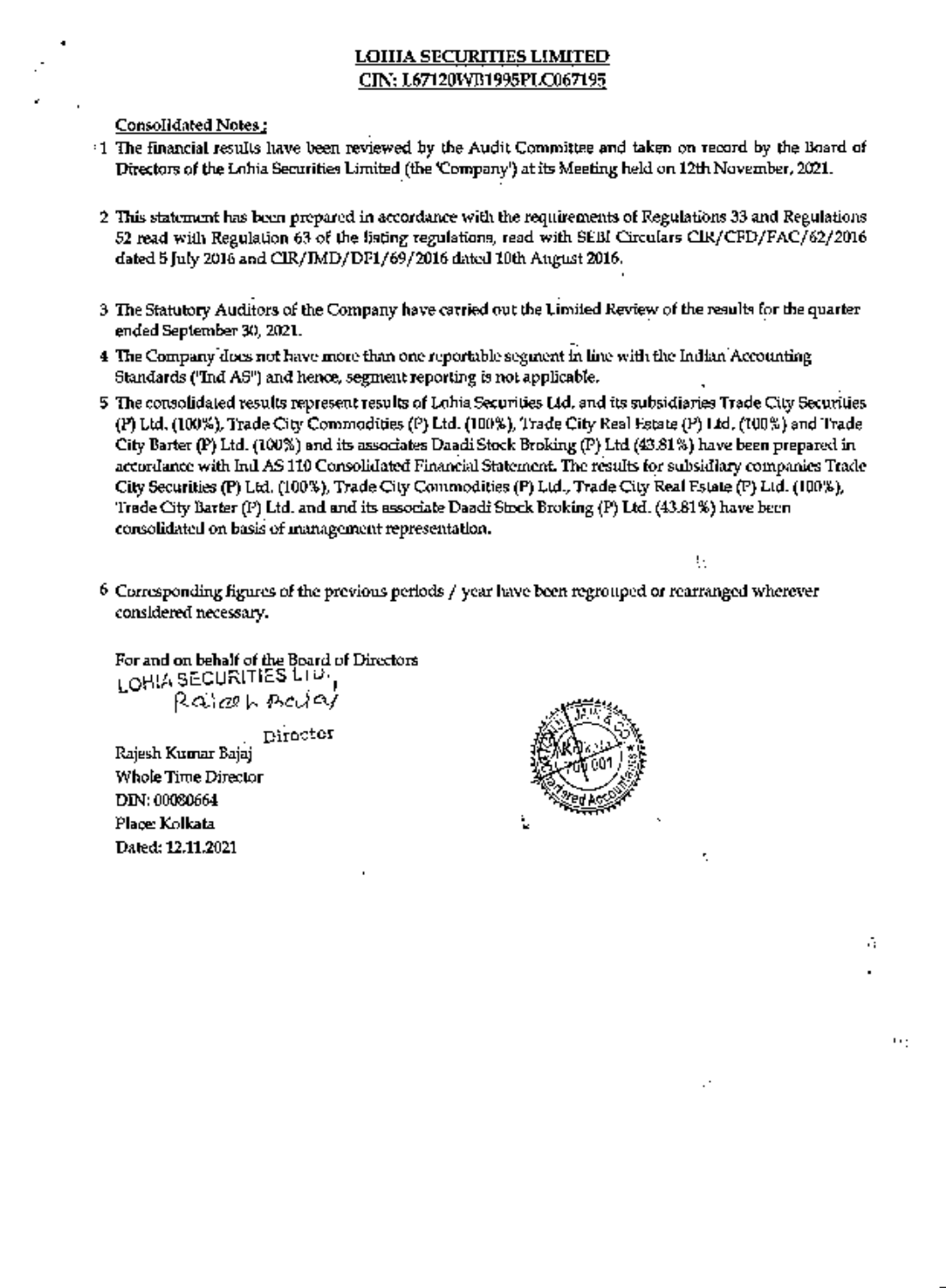# LOHIA SECURITIES LIMITED
## CIN: L67120WB1995PLC067195

**Consolidated Notes :**

1. The financial results have been reviewed by the Audit Committee and taken on record by the Board of Directors of the Lohia Securities Limited (the 'Company') at its Meeting held on 12th November, 2021.

2. This statement has been prepared in accordance with the requirements of Regulations 33 and Regulations 52 read with Regulation 63 of the listing regulations, read with SEBI Circulars CIR/CFD/FAC/62/2016 dated 5 July 2016 and CIR/IMD/DF1/69/2016 dated 10th August 2016.

3. The Statutory Auditors of the Company have carried out the Limited Review of the results for the quarter ended September 30, 2021.

4. The Company does not have more than one reportable segment in line with the Indian Accounting Standards ("Ind AS") and hence, segment reporting is not applicable.

5. The consolidated results represent results of Lohia Securities Ltd. and its subsidiaries Trade City Securities (P) Ltd. (100%), Trade City Commodities (P) Ltd. (100%), Trade City Real Estate (P) Ltd. (100%) and Trade City Barter (P) Ltd. (100%) and its associates Daadi Stock Broking (P) Ltd (43.81%) have been prepared in accordance with Ind AS 110 Consolidated Financial Statement. The results for subsidiary companies Trade City Securities (P) Ltd. (100%), Trade City Commodities (P) Ltd., Trade City Real Estate (P) Ltd. (100%), Trade City Barter (P) Ltd. and and its associate Daadi Stock Broking (P) Ltd. (43.81%) have been consolidated on basis of management representation.

6. Corresponding figures of the previous periods / year have been regrouped or rearranged wherever considered necessary.

For and on behalf of the Board of Directors
LOHIA SECURITIES LTD.

Director

Rajesh Kumar Bajaj
Whole Time Director
DIN: 00080664
Place: Kolkata
Dated: 12.11.2021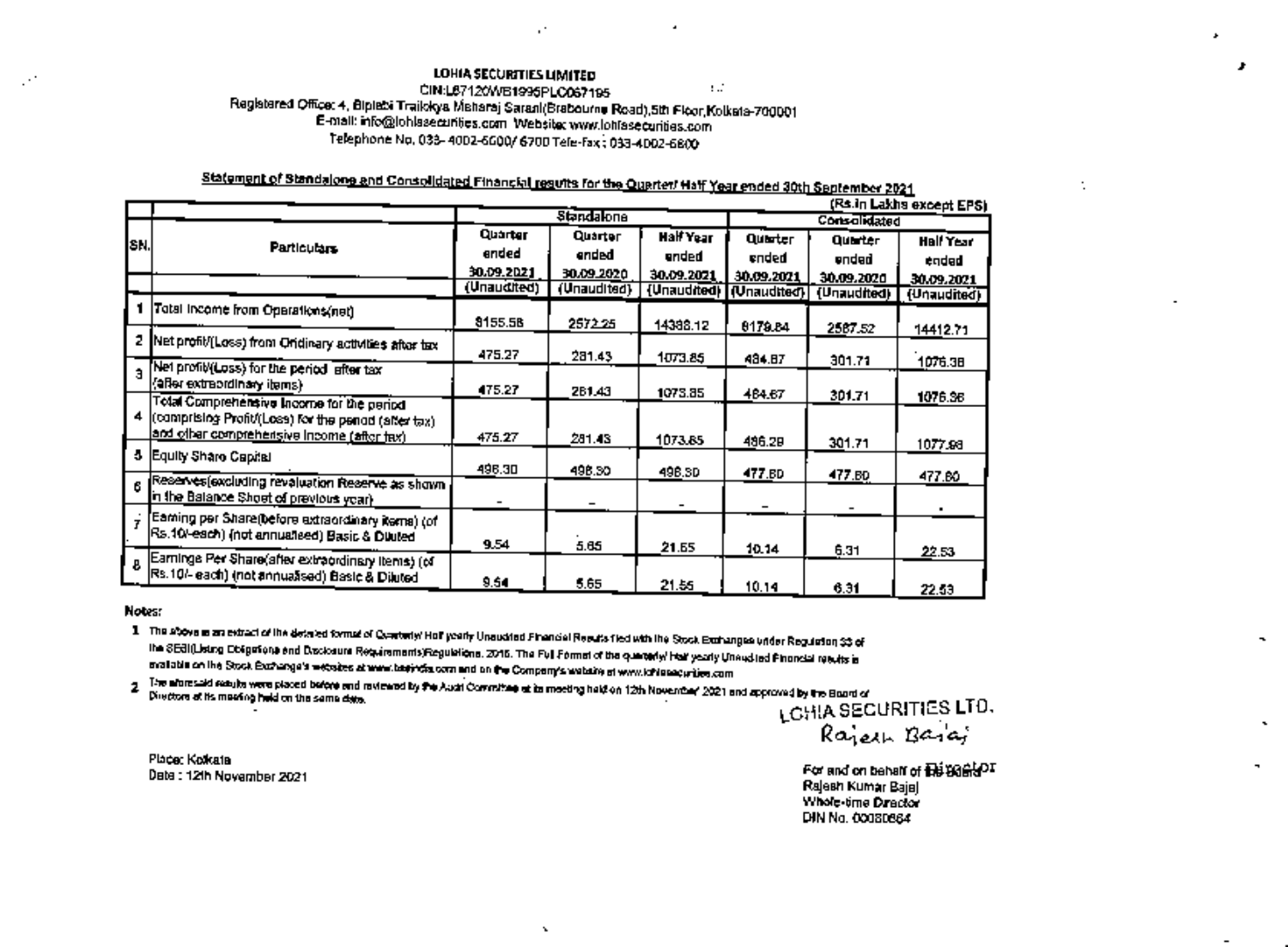**LOHIA SECURITIES LIMITED**
CIN:L67120WB1995PLC067195
Registered Office: 4, Biplabi Trailokya Maharaj Sarani(Brabourne Road),5th Floor,Kolkata-700001
E-mail: info@lohiasecurities.com Website: www.lohiasecurities.com
Telephone No. 033- 4002-6600/ 6700 Tele-Fax : 033-4002-6800

**Statement of Standalone and Consolidated Financial results for the Quarter/ Half Year ended 30th September 2021**

(Rs.in Lakhs except EPS)

| SN. | Particulars | Standalone | | | Consolidated | | |
|---|---|---|---|---|---|---|---|
| | | Quarter ended 30.09.2021 | Quarter ended 30.09.2020 | Half Year ended 30.09.2021 | Quarter ended 30.09.2021 | Quarter ended 30.09.2020 | Half Year ended 30.09.2021 |
| | | (Unaudited) | (Unaudited) | (Unaudited) | (Unaudited) | (Unaudited) | (Unaudited) |
| 1 | Total Income from Operations(net) | 8155.58 | 2572.25 | 14388.12 | 8179.84 | 2587.52 | 14412.71 |
| 2 | Net profit/(Loss) from Ordinary activities after tax | 475.27 | 281.43 | 1073.85 | 484.67 | 301.71 | 1076.36 |
| 3 | Net profit/(Loss) for the period after tax (after extraordinary items) | 475.27 | 281.43 | 1073.85 | 484.67 | 301.71 | 1076.36 |
| 4 | Total Comprehensive Income for the period (comprising Profit/(Loss) for the period (after tax) and other comprehensive income (after tax) | 475.27 | 281.43 | 1073.85 | 486.29 | 301.71 | 1077.98 |
| 5 | Equity Share Capital | 498.30 | 498.30 | 498.30 | 477.80 | 477.80 | 477.80 |
| 6 | Reserves(excluding revaluation Reserve as shown in the Balance Sheet of previous year) | - | - | - | - | - | - |
| 7 | Earning per Share(before extraordinary items) (of Rs.10/-each) (not annualised) Basic & Diluted | 9.54 | 5.65 | 21.55 | 10.14 | 6.31 | 22.53 |
| 8 | Earnings Per Share(after extraordinary items) (of Rs.10/- each) (not annualised) Basic & Diluted | 9.54 | 5.65 | 21.55 | 10.14 | 6.31 | 22.53 |

**Notes:**

1. The above is an extract of the detailed format of Quarterly/ Half yearly Unaudited Financial Results filed with the Stock Exchanges under Regulation 33 of the SEBI(Listing Obligations and Disclosure Requirements)Regulations, 2015. The Full Format of the quarterly/ half yearly Unaudited Financial results is available on the Stock Exchange's websites at www.bseindia.com and on the Company's website at www.lohiasecurities.com
2. The aforesaid results were placed before and reviewed by the Audit Committee at its meeting held on 12th November 2021 and approved by the Board of Directors at its meeting held on the same date.

LOHIA SECURITIES LTD.
Rajesh Bajaj
Director

For and on behalf of the Board
Rajesh Kumar Bajaj
Whole-time Director
DIN No. 00080664

Place: Kolkata
Date : 12th November 2021